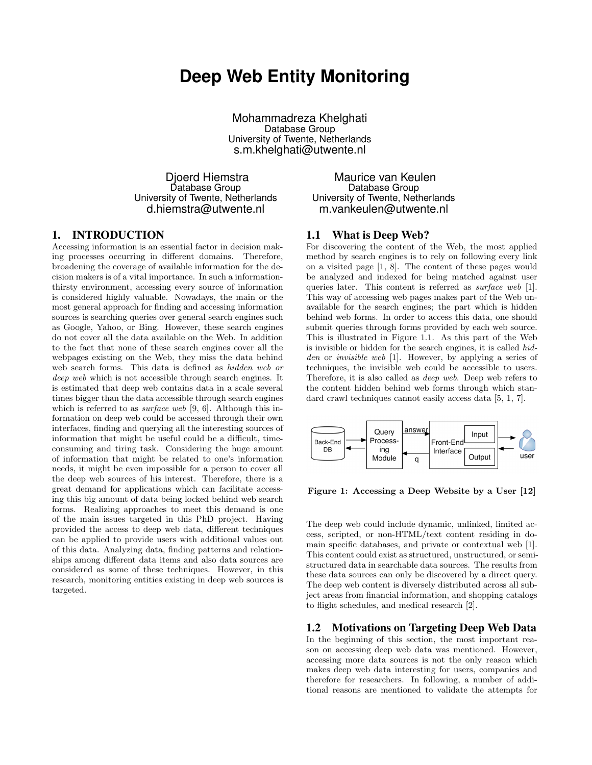# Deep Web Entity Monitoring

Mohammadreza Khelghati
Database Group
University of Twente, Netherlands
s.m.khelghati@utwente.nl

Djoerd Hiemstra
Database Group
University of Twente, Netherlands
d.hiemstra@utwente.nl

Maurice van Keulen
Database Group
University of Twente, Netherlands
m.vankeulen@utwente.nl

## 1. INTRODUCTION

Accessing information is an essential factor in decision making processes occurring in different domains. Therefore, broadening the coverage of available information for the decision makers is of a vital importance. In such a information-thirsty environment, accessing every source of information is considered highly valuable. Nowadays, the main or the most general approach for finding and accessing information sources is searching queries over general search engines such as Google, Yahoo, or Bing. However, these search engines do not cover all the data available on the Web. In addition to the fact that none of these search engines cover all the webpages existing on the Web, they miss the data behind web search forms. This data is defined as *hidden web or deep web* which is not accessible through search engines. It is estimated that deep web contains data in a scale several times bigger than the data accessible through search engines which is referred to as *surface web* [9, 6]. Although this information on deep web could be accessed through their own interfaces, finding and querying all the interesting sources of information that might be useful could be a difficult, time-consuming and tiring task. Considering the huge amount of information that might be related to one's information needs, it might be even impossible for a person to cover all the deep web sources of his interest. Therefore, there is a great demand for applications which can facilitate accessing this big amount of data being locked behind web search forms. Realizing approaches to meet this demand is one of the main issues targeted in this PhD project. Having provided the access to deep web data, different techniques can be applied to provide users with additional values out of this data. Analyzing data, finding patterns and relationships among different data items and also data sources are considered as some of these techniques. However, in this research, monitoring entities existing in deep web sources is targeted.

### 1.1 What is Deep Web?

For discovering the content of the Web, the most applied method by search engines is to rely on following every link on a visited page [1, 8]. The content of these pages would be analyzed and indexed for being matched against user queries later. This content is referred to as *surface web* [1]. This way of accessing web pages makes part of the Web unavailable for the search engines; the part which is hidden behind web forms. In order to access this data, one should submit queries through forms provided by each web source. This is illustrated in Figure 1.1. As this part of the Web is invisible or hidden for the search engines, it is called *hidden* or *invisible web* [1]. However, by applying a series of techniques, the invisible web could be accessible to users. Therefore, it is also called as *deep web*. Deep web refers to the content hidden behind web forms through which standard crawl techniques cannot easily access data [5, 1, 7].

**Figure 1: Accessing a Deep Website by a User [12]**

The deep web could include dynamic, unlinked, limited access, scripted, or non-HTML/text content residing in domain specific databases, and private or contextual web [1]. This content could exist as structured, unstructured, or semi-structured data in searchable data sources. The results from these data sources can only be discovered by a direct query. The deep web content is diversely distributed across all subject areas from financial information, and shopping catalogs to flight schedules, and medical research [2].

### 1.2 Motivations on Targeting Deep Web Data

In the beginning of this section, the most important reason on accessing deep web data was mentioned. However, accessing more data sources is not the only reason which makes deep web data interesting for users, companies and therefore for researchers. In following, a number of additional reasons are mentioned to validate the attempts for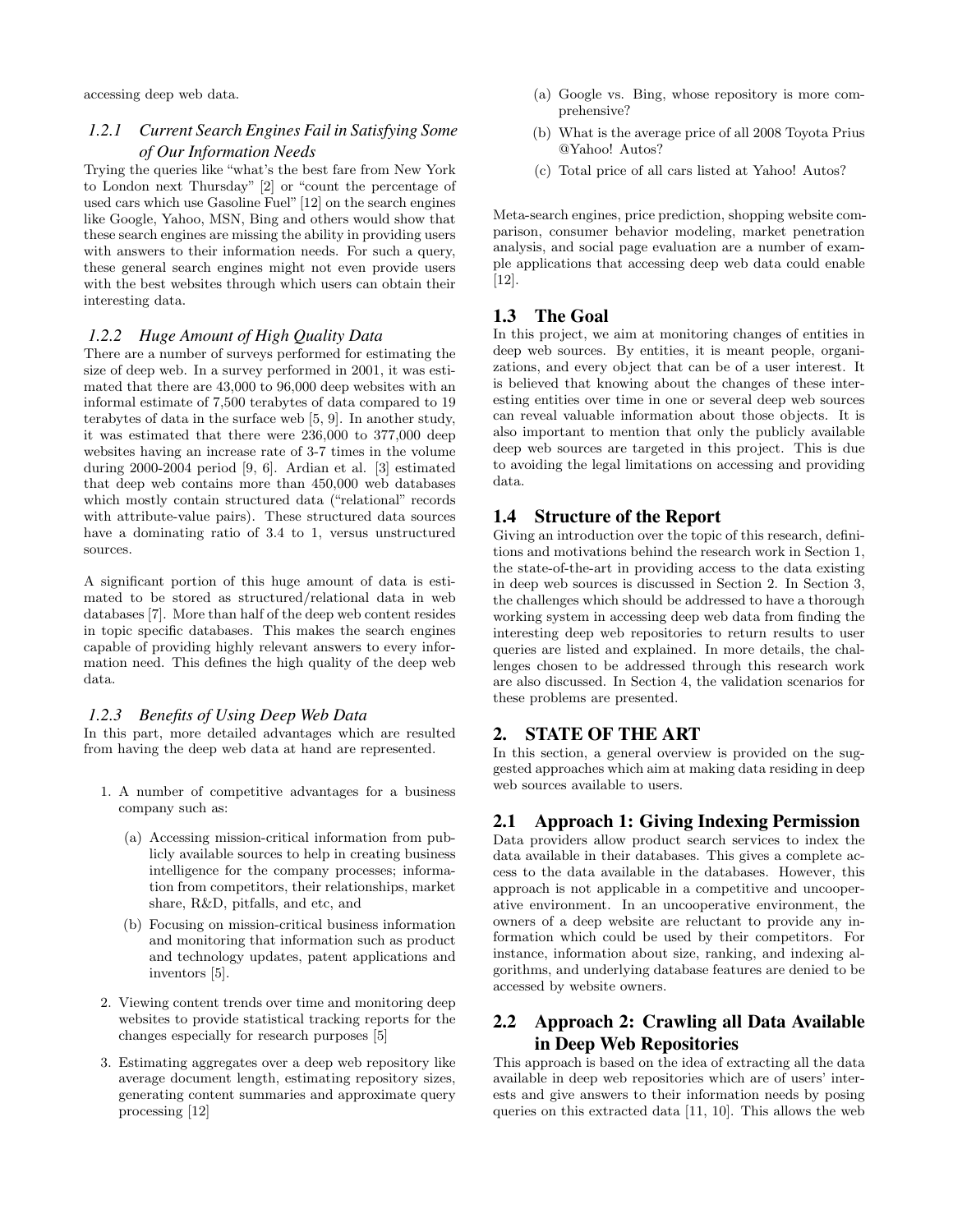accessing deep web data.

### 1.2.1 *Current Search Engines Fail in Satisfying Some of Our Information Needs*

Trying the queries like "what's the best fare from New York to London next Thursday" [2] or "count the percentage of used cars which use Gasoline Fuel" [12] on the search engines like Google, Yahoo, MSN, Bing and others would show that these search engines are missing the ability in providing users with answers to their information needs. For such a query, these general search engines might not even provide users with the best websites through which users can obtain their interesting data.

### 1.2.2 *Huge Amount of High Quality Data*

There are a number of surveys performed for estimating the size of deep web. In a survey performed in 2001, it was estimated that there are 43,000 to 96,000 deep websites with an informal estimate of 7,500 terabytes of data compared to 19 terabytes of data in the surface web [5, 9]. In another study, it was estimated that there were 236,000 to 377,000 deep websites having an increase rate of 3-7 times in the volume during 2000-2004 period [9, 6]. Ardian et al. [3] estimated that deep web contains more than 450,000 web databases which mostly contain structured data ("relational" records with attribute-value pairs). These structured data sources have a dominating ratio of 3.4 to 1, versus unstructured sources.

A significant portion of this huge amount of data is estimated to be stored as structured/relational data in web databases [7]. More than half of the deep web content resides in topic specific databases. This makes the search engines capable of providing highly relevant answers to every information need. This defines the high quality of the deep web data.

### 1.2.3 *Benefits of Using Deep Web Data*

In this part, more detailed advantages which are resulted from having the deep web data at hand are represented.

1. A number of competitive advantages for a business company such as:
   (a) Accessing mission-critical information from publicly available sources to help in creating business intelligence for the company processes; information from competitors, their relationships, market share, R&D, pitfalls, and etc, and
   (b) Focusing on mission-critical business information and monitoring that information such as product and technology updates, patent applications and inventors [5].
2. Viewing content trends over time and monitoring deep websites to provide statistical tracking reports for the changes especially for research purposes [5]
3. Estimating aggregates over a deep web repository like average document length, estimating repository sizes, generating content summaries and approximate query processing [12]
   (a) Google vs. Bing, whose repository is more comprehensive?
   (b) What is the average price of all 2008 Toyota Prius @Yahoo! Autos?
   (c) Total price of all cars listed at Yahoo! Autos?

Meta-search engines, price prediction, shopping website comparison, consumer behavior modeling, market penetration analysis, and social page evaluation are a number of example applications that accessing deep web data could enable [12].

## 1.3 The Goal

In this project, we aim at monitoring changes of entities in deep web sources. By entities, it is meant people, organizations, and every object that can be of a user interest. It is believed that knowing about the changes of these interesting entities over time in one or several deep web sources can reveal valuable information about those objects. It is also important to mention that only the publicly available deep web sources are targeted in this project. This is due to avoiding the legal limitations on accessing and providing data.

## 1.4 Structure of the Report

Giving an introduction over the topic of this research, definitions and motivations behind the research work in Section 1, the state-of-the-art in providing access to the data existing in deep web sources is discussed in Section 2. In Section 3, the challenges which should be addressed to have a thorough working system in accessing deep web data from finding the interesting deep web repositories to return results to user queries are listed and explained. In more details, the challenges chosen to be addressed through this research work are also discussed. In Section 4, the validation scenarios for these problems are presented.

# 2. STATE OF THE ART

In this section, a general overview is provided on the suggested approaches which aim at making data residing in deep web sources available to users.

## 2.1 Approach 1: Giving Indexing Permission

Data providers allow product search services to index the data available in their databases. This gives a complete access to the data available in the databases. However, this approach is not applicable in a competitive and uncooperative environment. In an uncooperative environment, the owners of a deep website are reluctant to provide any information which could be used by their competitors. For instance, information about size, ranking, and indexing algorithms, and underlying database features are denied to be accessed by website owners.

## 2.2 Approach 2: Crawling all Data Available in Deep Web Repositories

This approach is based on the idea of extracting all the data available in deep web repositories which are of users' interests and give answers to their information needs by posing queries on this extracted data [11, 10]. This allows the web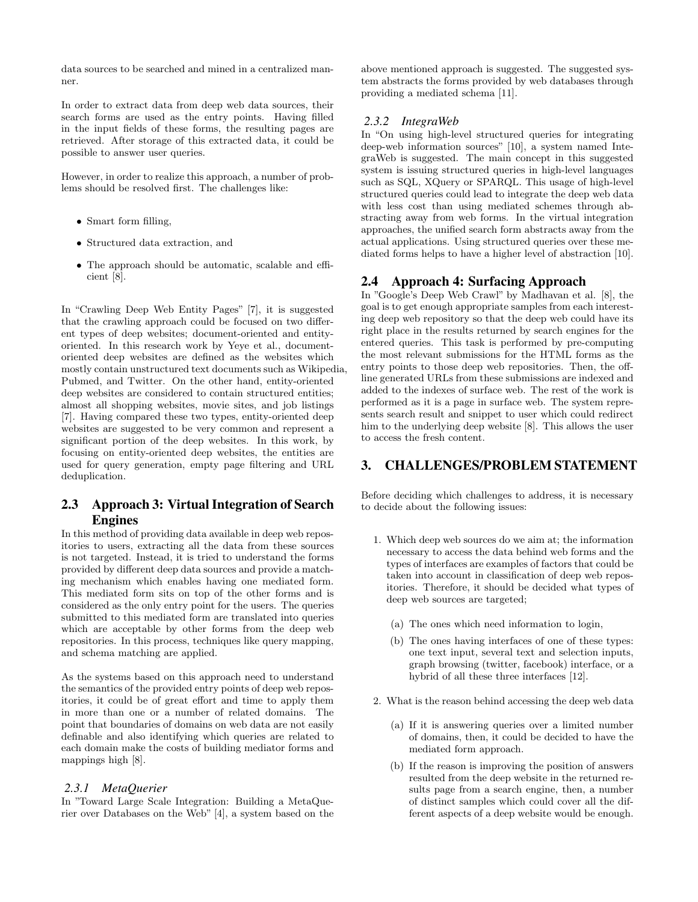data sources to be searched and mined in a centralized manner.

In order to extract data from deep web data sources, their search forms are used as the entry points. Having filled in the input fields of these forms, the resulting pages are retrieved. After storage of this extracted data, it could be possible to answer user queries.

However, in order to realize this approach, a number of problems should be resolved first. The challenges like:

- Smart form filling,
- Structured data extraction, and
- The approach should be automatic, scalable and efficient [8].

In "Crawling Deep Web Entity Pages" [7], it is suggested that the crawling approach could be focused on two different types of deep websites; document-oriented and entity-oriented. In this research work by Yeye et al., document-oriented deep websites are defined as the websites which mostly contain unstructured text documents such as Wikipedia, Pubmed, and Twitter. On the other hand, entity-oriented deep websites are considered to contain structured entities; almost all shopping websites, movie sites, and job listings [7]. Having compared these two types, entity-oriented deep websites are suggested to be very common and represent a significant portion of the deep websites. In this work, by focusing on entity-oriented deep websites, the entities are used for query generation, empty page filtering and URL deduplication.

## 2.3 Approach 3: Virtual Integration of Search Engines

In this method of providing data available in deep web repositories to users, extracting all the data from these sources is not targeted. Instead, it is tried to understand the forms provided by different deep data sources and provide a matching mechanism which enables having one mediated form. This mediated form sits on top of the other forms and is considered as the only entry point for the users. The queries submitted to this mediated form are translated into queries which are acceptable by other forms from the deep web repositories. In this process, techniques like query mapping, and schema matching are applied.

As the systems based on this approach need to understand the semantics of the provided entry points of deep web repositories, it could be of great effort and time to apply them in more than one or a number of related domains. The point that boundaries of domains on web data are not easily definable and also identifying which queries are related to each domain make the costs of building mediator forms and mappings high [8].

### 2.3.1 MetaQuerier

In "Toward Large Scale Integration: Building a MetaQuerier over Databases on the Web" [4], a system based on the above mentioned approach is suggested. The suggested system abstracts the forms provided by web databases through providing a mediated schema [11].

### 2.3.2 IntegraWeb

In "On using high-level structured queries for integrating deep-web information sources" [10], a system named IntegraWeb is suggested. The main concept in this suggested system is issuing structured queries in high-level languages such as SQL, XQuery or SPARQL. This usage of high-level structured queries could lead to integrate the deep web data with less cost than using mediated schemes through abstracting away from web forms. In the virtual integration approaches, the unified search form abstracts away from the actual applications. Using structured queries over these mediated forms helps to have a higher level of abstraction [10].

## 2.4 Approach 4: Surfacing Approach

In "Google's Deep Web Crawl" by Madhavan et al. [8], the goal is to get enough appropriate samples from each interesting deep web repository so that the deep web could have its right place in the results returned by search engines for the entered queries. This task is performed by pre-computing the most relevant submissions for the HTML forms as the entry points to those deep web repositories. Then, the offline generated URLs from these submissions are indexed and added to the indexes of surface web. The rest of the work is performed as it is a page in surface web. The system represents search result and snippet to user which could redirect him to the underlying deep website [8]. This allows the user to access the fresh content.

# 3. CHALLENGES/PROBLEM STATEMENT

Before deciding which challenges to address, it is necessary to decide about the following issues:

1. Which deep web sources do we aim at; the information necessary to access the data behind web forms and the types of interfaces are examples of factors that could be taken into account in classification of deep web repositories. Therefore, it should be decided what types of deep web sources are targeted;
   (a) The ones which need information to login,
   (b) The ones having interfaces of one of these types: one text input, several text and selection inputs, graph browsing (twitter, facebook) interface, or a hybrid of all these three interfaces [12].
2. What is the reason behind accessing the deep web data
   (a) If it is answering queries over a limited number of domains, then, it could be decided to have the mediated form approach.
   (b) If the reason is improving the position of answers resulted from the deep website in the returned results page from a search engine, then, a number of distinct samples which could cover all the different aspects of a deep website would be enough.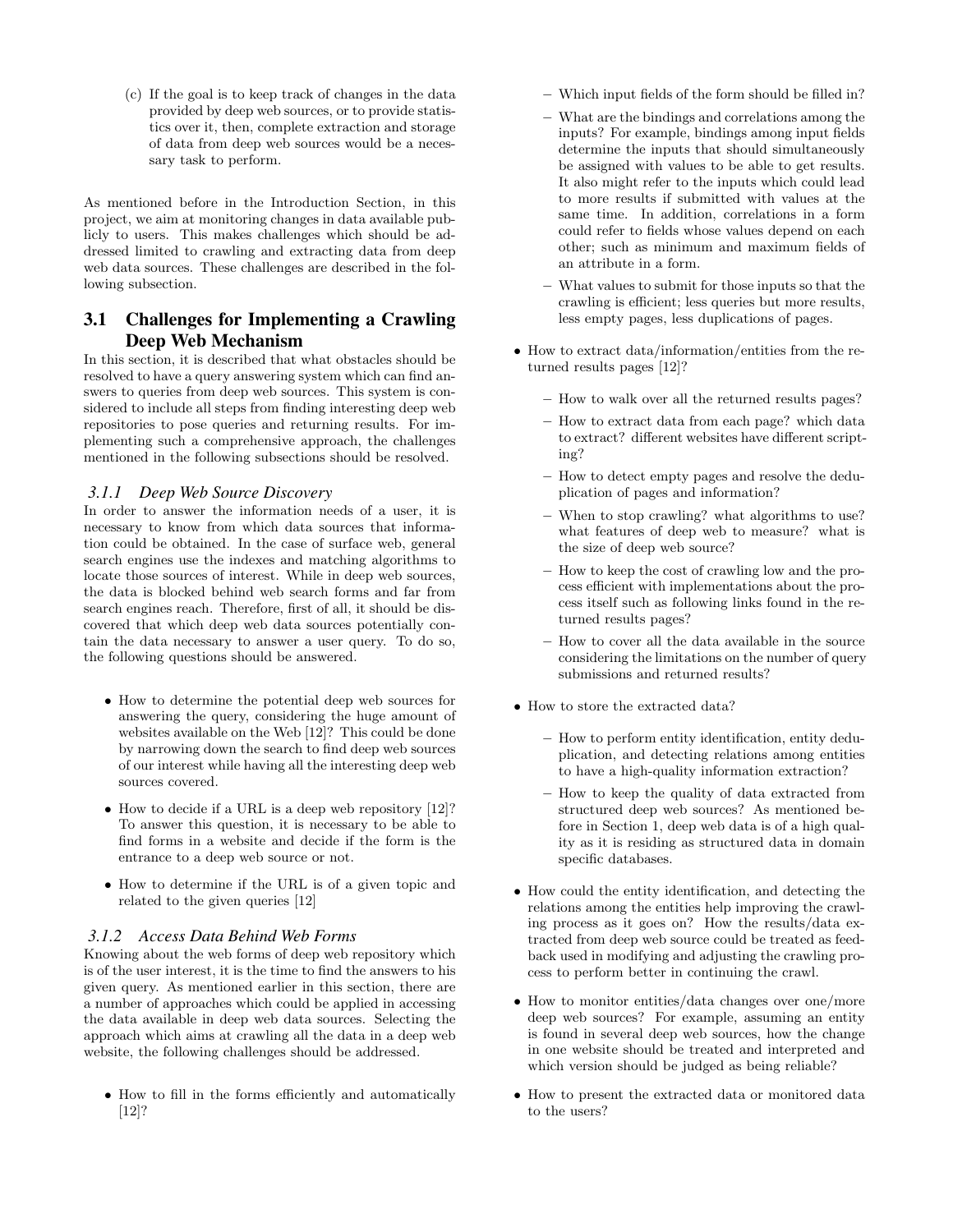(c) If the goal is to keep track of changes in the data provided by deep web sources, or to provide statistics over it, then, complete extraction and storage of data from deep web sources would be a necessary task to perform.

As mentioned before in the Introduction Section, in this project, we aim at monitoring changes in data available publicly to users. This makes challenges which should be addressed limited to crawling and extracting data from deep web data sources. These challenges are described in the following subsection.

## 3.1 Challenges for Implementing a Crawling Deep Web Mechanism

In this section, it is described that what obstacles should be resolved to have a query answering system which can find answers to queries from deep web sources. This system is considered to include all steps from finding interesting deep web repositories to pose queries and returning results. For implementing such a comprehensive approach, the challenges mentioned in the following subsections should be resolved.

### *3.1.1 Deep Web Source Discovery*

In order to answer the information needs of a user, it is necessary to know from which data sources that information could be obtained. In the case of surface web, general search engines use the indexes and matching algorithms to locate those sources of interest. While in deep web sources, the data is blocked behind web search forms and far from search engines reach. Therefore, first of all, it should be discovered that which deep web data sources potentially contain the data necessary to answer a user query. To do so, the following questions should be answered.

- How to determine the potential deep web sources for answering the query, considering the huge amount of websites available on the Web [12]? This could be done by narrowing down the search to find deep web sources of our interest while having all the interesting deep web sources covered.
- How to decide if a URL is a deep web repository [12]? To answer this question, it is necessary to be able to find forms in a website and decide if the form is the entrance to a deep web source or not.
- How to determine if the URL is of a given topic and related to the given queries [12]

### *3.1.2 Access Data Behind Web Forms*

Knowing about the web forms of deep web repository which is of the user interest, it is the time to find the answers to his given query. As mentioned earlier in this section, there are a number of approaches which could be applied in accessing the data available in deep web data sources. Selecting the approach which aims at crawling all the data in a deep web website, the following challenges should be addressed.

- How to fill in the forms efficiently and automatically [12]?
  - Which input fields of the form should be filled in?
  - What are the bindings and correlations among the inputs? For example, bindings among input fields determine the inputs that should simultaneously be assigned with values to be able to get results. It also might refer to the inputs which could lead to more results if submitted with values at the same time. In addition, correlations in a form could refer to fields whose values depend on each other; such as minimum and maximum fields of an attribute in a form.
  - What values to submit for those inputs so that the crawling is efficient; less queries but more results, less empty pages, less duplications of pages.
- How to extract data/information/entities from the returned results pages [12]?
  - How to walk over all the returned results pages?
  - How to extract data from each page? which data to extract? different websites have different scripting?
  - How to detect empty pages and resolve the deduplication of pages and information?
  - When to stop crawling? what algorithms to use? what features of deep web to measure? what is the size of deep web source?
  - How to keep the cost of crawling low and the process efficient with implementations about the process itself such as following links found in the returned results pages?
  - How to cover all the data available in the source considering the limitations on the number of query submissions and returned results?
- How to store the extracted data?
  - How to perform entity identification, entity deduplication, and detecting relations among entities to have a high-quality information extraction?
  - How to keep the quality of data extracted from structured deep web sources? As mentioned before in Section 1, deep web data is of a high quality as it is residing as structured data in domain specific databases.
- How could the entity identification, and detecting the relations among the entities help improving the crawling process as it goes on? How the results/data extracted from deep web source could be treated as feedback used in modifying and adjusting the crawling process to perform better in continuing the crawl.
- How to monitor entities/data changes over one/more deep web sources? For example, assuming an entity is found in several deep web sources, how the change in one website should be treated and interpreted and which version should be judged as being reliable?
- How to present the extracted data or monitored data to the users?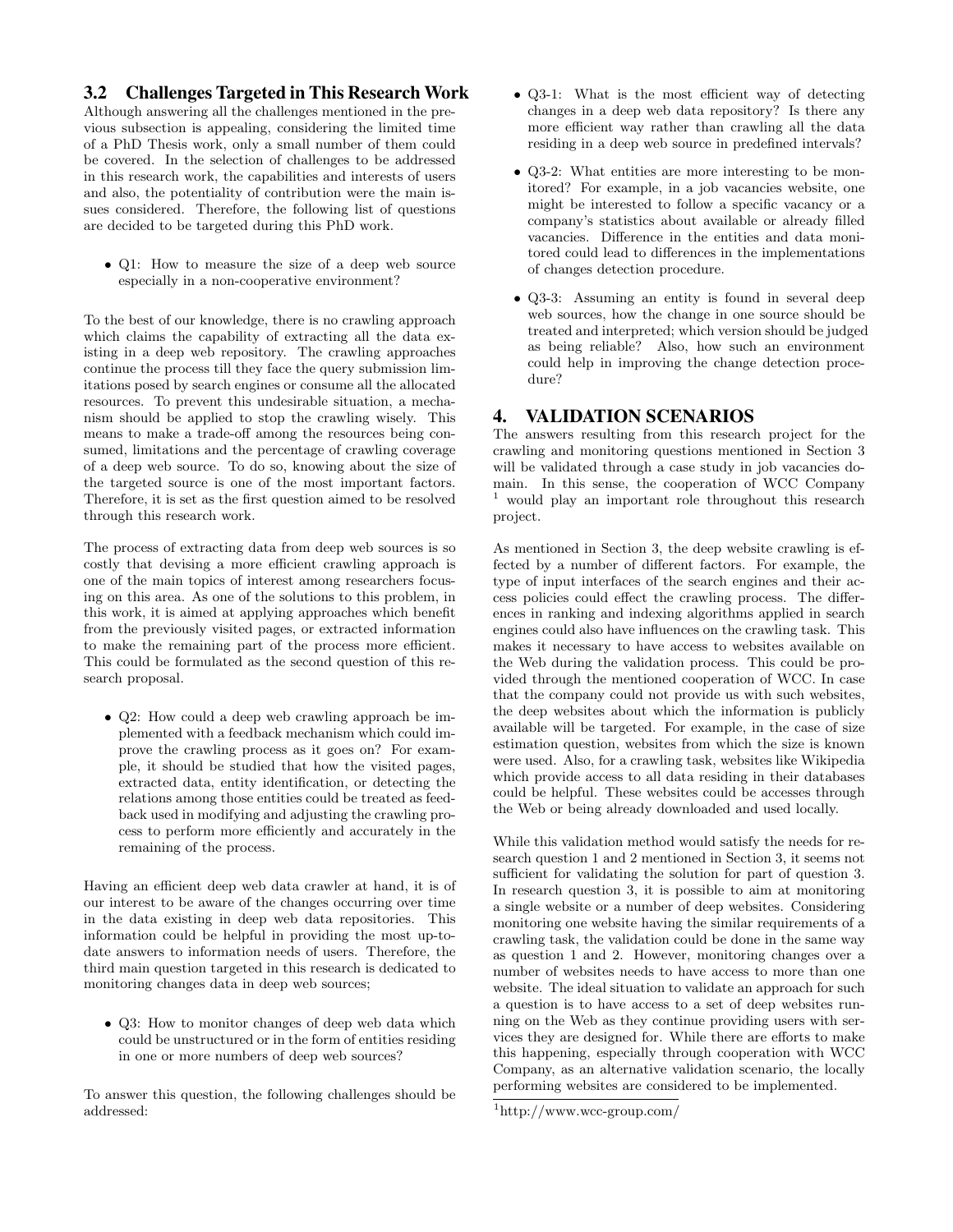### 3.2 Challenges Targeted in This Research Work

Although answering all the challenges mentioned in the previous subsection is appealing, considering the limited time of a PhD Thesis work, only a small number of them could be covered. In the selection of challenges to be addressed in this research work, the capabilities and interests of users and also, the potentiality of contribution were the main issues considered. Therefore, the following list of questions are decided to be targeted during this PhD work.

- Q1: How to measure the size of a deep web source especially in a non-cooperative environment?

To the best of our knowledge, there is no crawling approach which claims the capability of extracting all the data existing in a deep web repository. The crawling approaches continue the process till they face the query submission limitations posed by search engines or consume all the allocated resources. To prevent this undesirable situation, a mechanism should be applied to stop the crawling wisely. This means to make a trade-off among the resources being consumed, limitations and the percentage of crawling coverage of a deep web source. To do so, knowing about the size of the targeted source is one of the most important factors. Therefore, it is set as the first question aimed to be resolved through this research work.

The process of extracting data from deep web sources is so costly that devising a more efficient crawling approach is one of the main topics of interest among researchers focusing on this area. As one of the solutions to this problem, in this work, it is aimed at applying approaches which benefit from the previously visited pages, or extracted information to make the remaining part of the process more efficient. This could be formulated as the second question of this research proposal.

- Q2: How could a deep web crawling approach be implemented with a feedback mechanism which could improve the crawling process as it goes on? For example, it should be studied that how the visited pages, extracted data, entity identification, or detecting the relations among those entities could be treated as feedback used in modifying and adjusting the crawling process to perform more efficiently and accurately in the remaining of the process.

Having an efficient deep web data crawler at hand, it is of our interest to be aware of the changes occurring over time in the data existing in deep web data repositories. This information could be helpful in providing the most up-to-date answers to information needs of users. Therefore, the third main question targeted in this research is dedicated to monitoring changes data in deep web sources;

- Q3: How to monitor changes of deep web data which could be unstructured or in the form of entities residing in one or more numbers of deep web sources?

To answer this question, the following challenges should be addressed:

- Q3-1: What is the most efficient way of detecting changes in a deep web data repository? Is there any more efficient way rather than crawling all the data residing in a deep web source in predefined intervals?
- Q3-2: What entities are more interesting to be monitored? For example, in a job vacancies website, one might be interested to follow a specific vacancy or a company's statistics about available or already filled vacancies. Difference in the entities and data monitored could lead to differences in the implementations of changes detection procedure.
- Q3-3: Assuming an entity is found in several deep web sources, how the change in one source should be treated and interpreted; which version should be judged as being reliable? Also, how such an environment could help in improving the change detection procedure?

## 4. VALIDATION SCENARIOS

The answers resulting from this research project for the crawling and monitoring questions mentioned in Section 3 will be validated through a case study in job vacancies domain. In this sense, the cooperation of WCC Company [1] would play an important role throughout this research project.

As mentioned in Section 3, the deep website crawling is effected by a number of different factors. For example, the type of input interfaces of the search engines and their access policies could effect the crawling process. The differences in ranking and indexing algorithms applied in search engines could also have influences on the crawling task. This makes it necessary to have access to websites available on the Web during the validation process. This could be provided through the mentioned cooperation of WCC. In case that the company could not provide us with such websites, the deep websites about which the information is publicly available will be targeted. For example, in the case of size estimation question, websites from which the size is known were used. Also, for a crawling task, websites like Wikipedia which provide access to all data residing in their databases could be helpful. These websites could be accesses through the Web or being already downloaded and used locally.

While this validation method would satisfy the needs for research question 1 and 2 mentioned in Section 3, it seems not sufficient for validating the solution for part of question 3. In research question 3, it is possible to aim at monitoring a single website or a number of deep websites. Considering monitoring one website having the similar requirements of a crawling task, the validation could be done in the same way as question 1 and 2. However, monitoring changes over a number of websites needs to have access to more than one website. The ideal situation to validate an approach for such a question is to have access to a set of deep websites running on the Web as they continue providing users with services they are designed for. While there are efforts to make this happening, especially through cooperation with WCC Company, as an alternative validation scenario, the locally performing websites are considered to be implemented.

[1] http://www.wcc-group.com/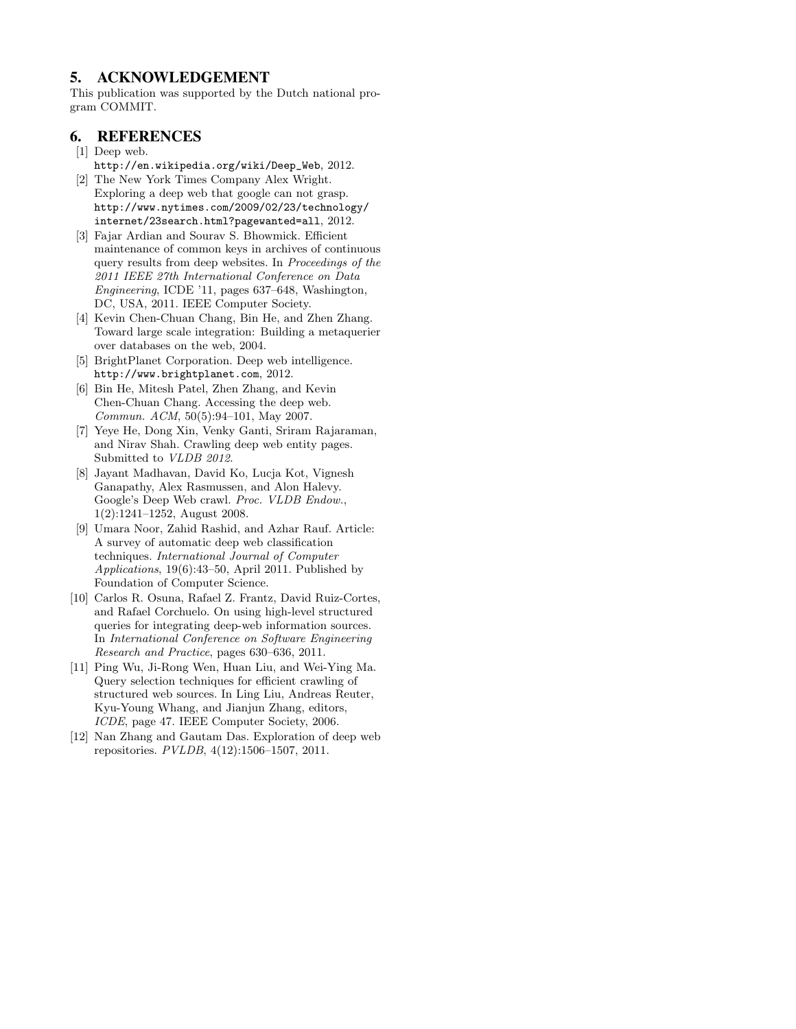## 5. ACKNOWLEDGEMENT

This publication was supported by the Dutch national program COMMIT.

## 6. REFERENCES

[1] Deep web. http://en.wikipedia.org/wiki/Deep_Web, 2012.

[2] The New York Times Company Alex Wright. Exploring a deep web that google can not grasp. http://www.nytimes.com/2009/02/23/technology/internet/23search.html?pagewanted=all, 2012.

[3] Fajar Ardian and Sourav S. Bhowmick. Efficient maintenance of common keys in archives of continuous query results from deep websites. In *Proceedings of the 2011 IEEE 27th International Conference on Data Engineering*, ICDE '11, pages 637–648, Washington, DC, USA, 2011. IEEE Computer Society.

[4] Kevin Chen-Chuan Chang, Bin He, and Zhen Zhang. Toward large scale integration: Building a metaquerier over databases on the web, 2004.

[5] BrightPlanet Corporation. Deep web intelligence. http://www.brightplanet.com, 2012.

[6] Bin He, Mitesh Patel, Zhen Zhang, and Kevin Chen-Chuan Chang. Accessing the deep web. *Commun. ACM*, 50(5):94–101, May 2007.

[7] Yeye He, Dong Xin, Venky Ganti, Sriram Rajaraman, and Nirav Shah. Crawling deep web entity pages. Submitted to *VLDB 2012*.

[8] Jayant Madhavan, David Ko, Lucja Kot, Vignesh Ganapathy, Alex Rasmussen, and Alon Halevy. Google's Deep Web crawl. *Proc. VLDB Endow.*, 1(2):1241–1252, August 2008.

[9] Umara Noor, Zahid Rashid, and Azhar Rauf. Article: A survey of automatic deep web classification techniques. *International Journal of Computer Applications*, 19(6):43–50, April 2011. Published by Foundation of Computer Science.

[10] Carlos R. Osuna, Rafael Z. Frantz, David Ruiz-Cortes, and Rafael Corchuelo. On using high-level structured queries for integrating deep-web information sources. In *International Conference on Software Engineering Research and Practice*, pages 630–636, 2011.

[11] Ping Wu, Ji-Rong Wen, Huan Liu, and Wei-Ying Ma. Query selection techniques for efficient crawling of structured web sources. In Ling Liu, Andreas Reuter, Kyu-Young Whang, and Jianjun Zhang, editors, *ICDE*, page 47. IEEE Computer Society, 2006.

[12] Nan Zhang and Gautam Das. Exploration of deep web repositories. *PVLDB*, 4(12):1506–1507, 2011.